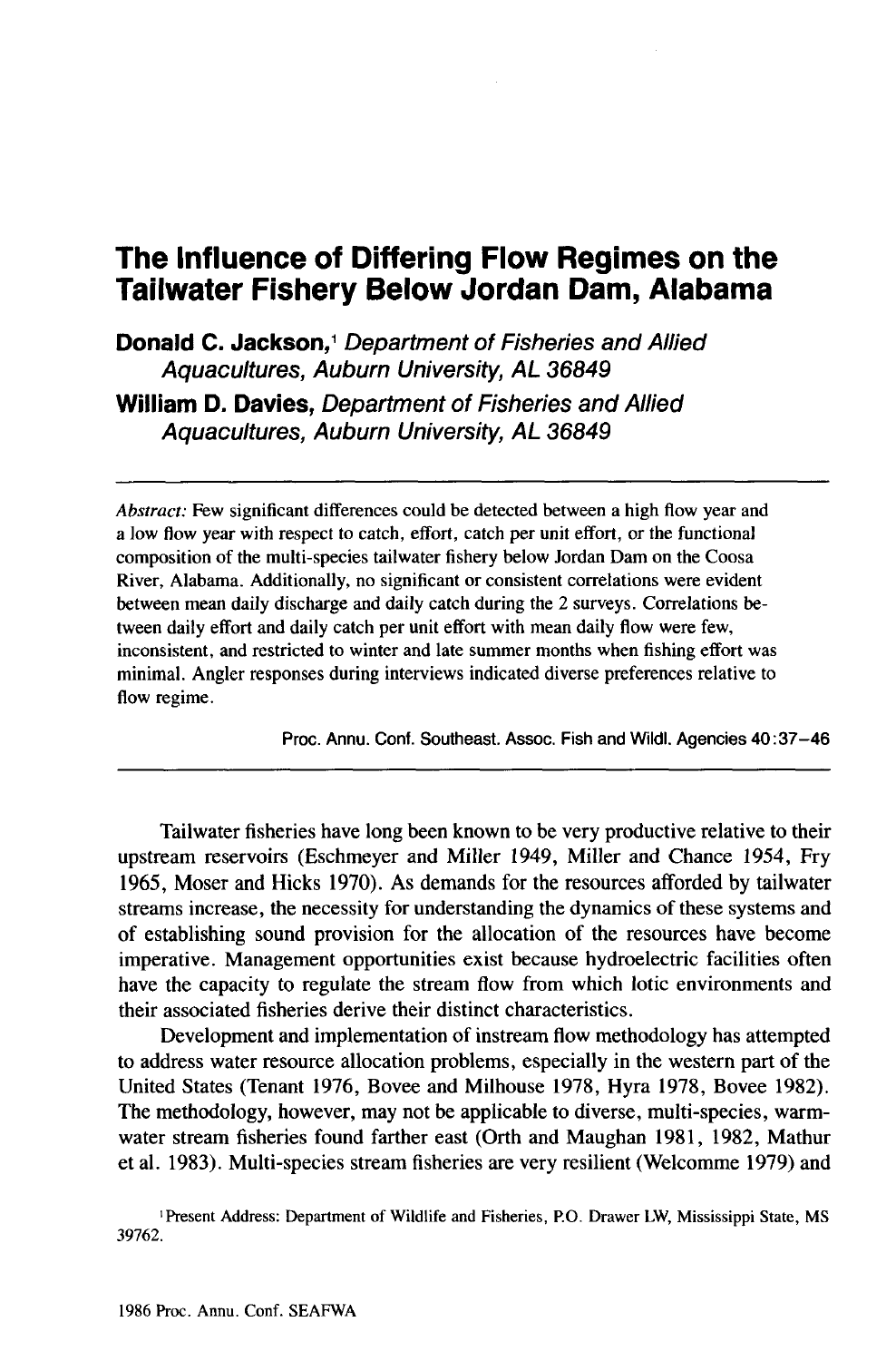# The Influence of Differing Flow Regimes on the Tailwater Fishery Below Jordan Dam, Alabama

**Donald C. Jackson,**[1] *Department of Fisheries and Allied Aquacultures, Auburn University, AL 36849*

**William D. Davies,** *Department of Fisheries and Allied Aquacultures, Auburn University, AL 36849*

---

*Abstract:* Few significant differences could be detected between a high flow year and a low flow year with respect to catch, effort, catch per unit effort, or the functional composition of the multi-species tailwater fishery below Jordan Dam on the Coosa River, Alabama. Additionally, no significant or consistent correlations were evident between mean daily discharge and daily catch during the 2 surveys. Correlations between daily effort and daily catch per unit effort with mean daily flow were few, inconsistent, and restricted to winter and late summer months when fishing effort was minimal. Angler responses during interviews indicated diverse preferences relative to flow regime.

Proc. Annu. Conf. Southeast. Assoc. Fish and Wildl. Agencies 40:37–46

---

Tailwater fisheries have long been known to be very productive relative to their upstream reservoirs (Eschmeyer and Miller 1949, Miller and Chance 1954, Fry 1965, Moser and Hicks 1970). As demands for the resources afforded by tailwater streams increase, the necessity for understanding the dynamics of these systems and of establishing sound provision for the allocation of the resources have become imperative. Management opportunities exist because hydroelectric facilities often have the capacity to regulate the stream flow from which lotic environments and their associated fisheries derive their distinct characteristics.

Development and implementation of instream flow methodology has attempted to address water resource allocation problems, especially in the western part of the United States (Tenant 1976, Bovee and Milhouse 1978, Hyra 1978, Bovee 1982). The methodology, however, may not be applicable to diverse, multi-species, warm-water stream fisheries found farther east (Orth and Maughan 1981, 1982, Mathur et al. 1983). Multi-species stream fisheries are very resilient (Welcomme 1979) and

[1] Present Address: Department of Wildlife and Fisheries, P.O. Drawer LW, Mississippi State, MS 39762.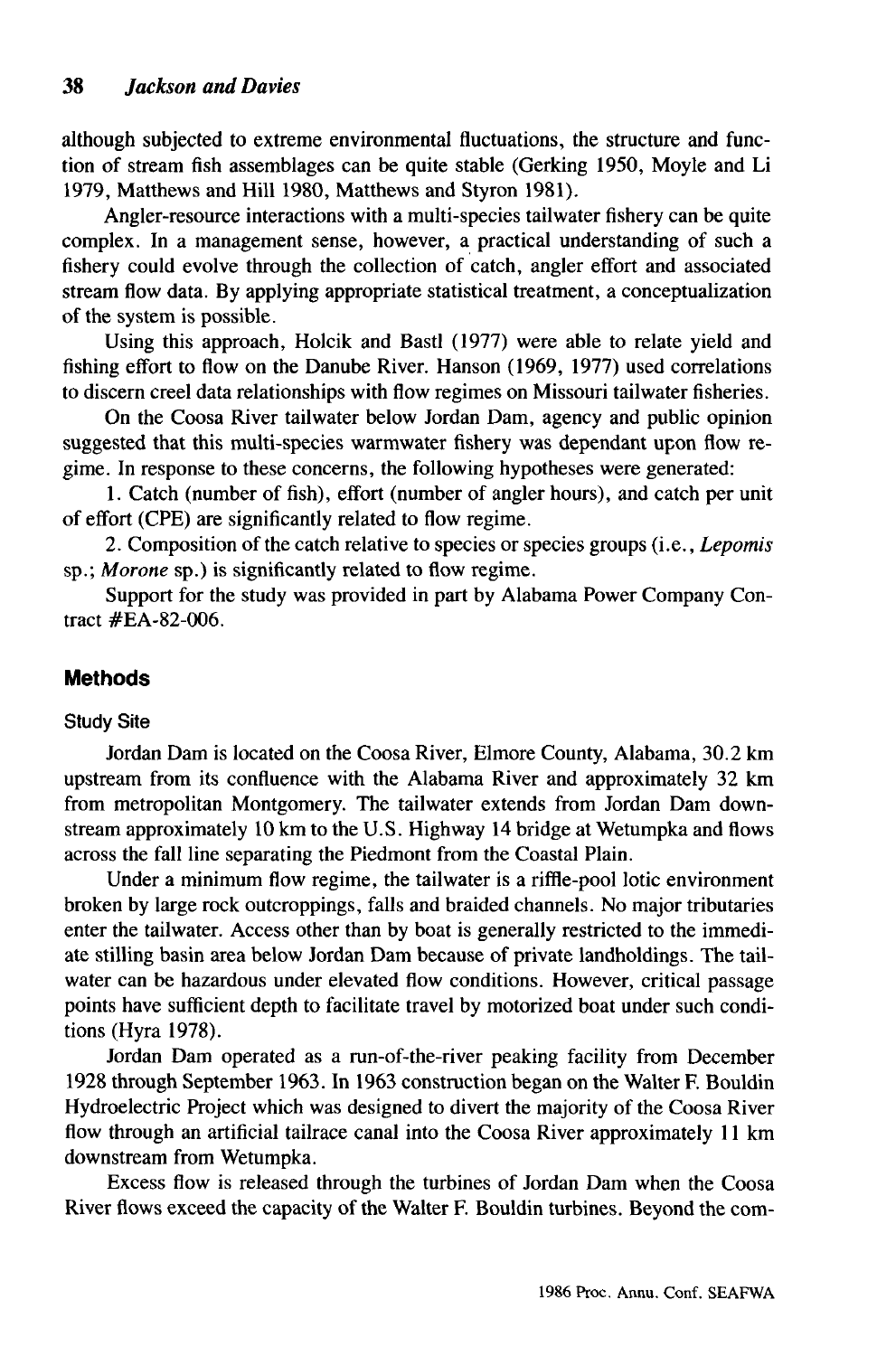although subjected to extreme environmental fluctuations, the structure and function of stream fish assemblages can be quite stable (Gerking 1950, Moyle and Li 1979, Matthews and Hill 1980, Matthews and Styron 1981).

Angler-resource interactions with a multi-species tailwater fishery can be quite complex. In a management sense, however, a practical understanding of such a fishery could evolve through the collection of catch, angler effort and associated stream flow data. By applying appropriate statistical treatment, a conceptualization of the system is possible.

Using this approach, Holcik and Bastl (1977) were able to relate yield and fishing effort to flow on the Danube River. Hanson (1969, 1977) used correlations to discern creel data relationships with flow regimes on Missouri tailwater fisheries.

On the Coosa River tailwater below Jordan Dam, agency and public opinion suggested that this multi-species warmwater fishery was dependant upon flow regime. In response to these concerns, the following hypotheses were generated:

1. Catch (number of fish), effort (number of angler hours), and catch per unit of effort (CPE) are significantly related to flow regime.

2. Composition of the catch relative to species or species groups (i.e., *Lepomis* sp.; *Morone* sp.) is significantly related to flow regime.

Support for the study was provided in part by Alabama Power Company Contract #EA-82-006.

## Methods

### Study Site

Jordan Dam is located on the Coosa River, Elmore County, Alabama, 30.2 km upstream from its confluence with the Alabama River and approximately 32 km from metropolitan Montgomery. The tailwater extends from Jordan Dam downstream approximately 10 km to the U.S. Highway 14 bridge at Wetumpka and flows across the fall line separating the Piedmont from the Coastal Plain.

Under a minimum flow regime, the tailwater is a riffle-pool lotic environment broken by large rock outcroppings, falls and braided channels. No major tributaries enter the tailwater. Access other than by boat is generally restricted to the immediate stilling basin area below Jordan Dam because of private landholdings. The tailwater can be hazardous under elevated flow conditions. However, critical passage points have sufficient depth to facilitate travel by motorized boat under such conditions (Hyra 1978).

Jordan Dam operated as a run-of-the-river peaking facility from December 1928 through September 1963. In 1963 construction began on the Walter F. Bouldin Hydroelectric Project which was designed to divert the majority of the Coosa River flow through an artificial tailrace canal into the Coosa River approximately 11 km downstream from Wetumpka.

Excess flow is released through the turbines of Jordan Dam when the Coosa River flows exceed the capacity of the Walter F. Bouldin turbines. Beyond the com-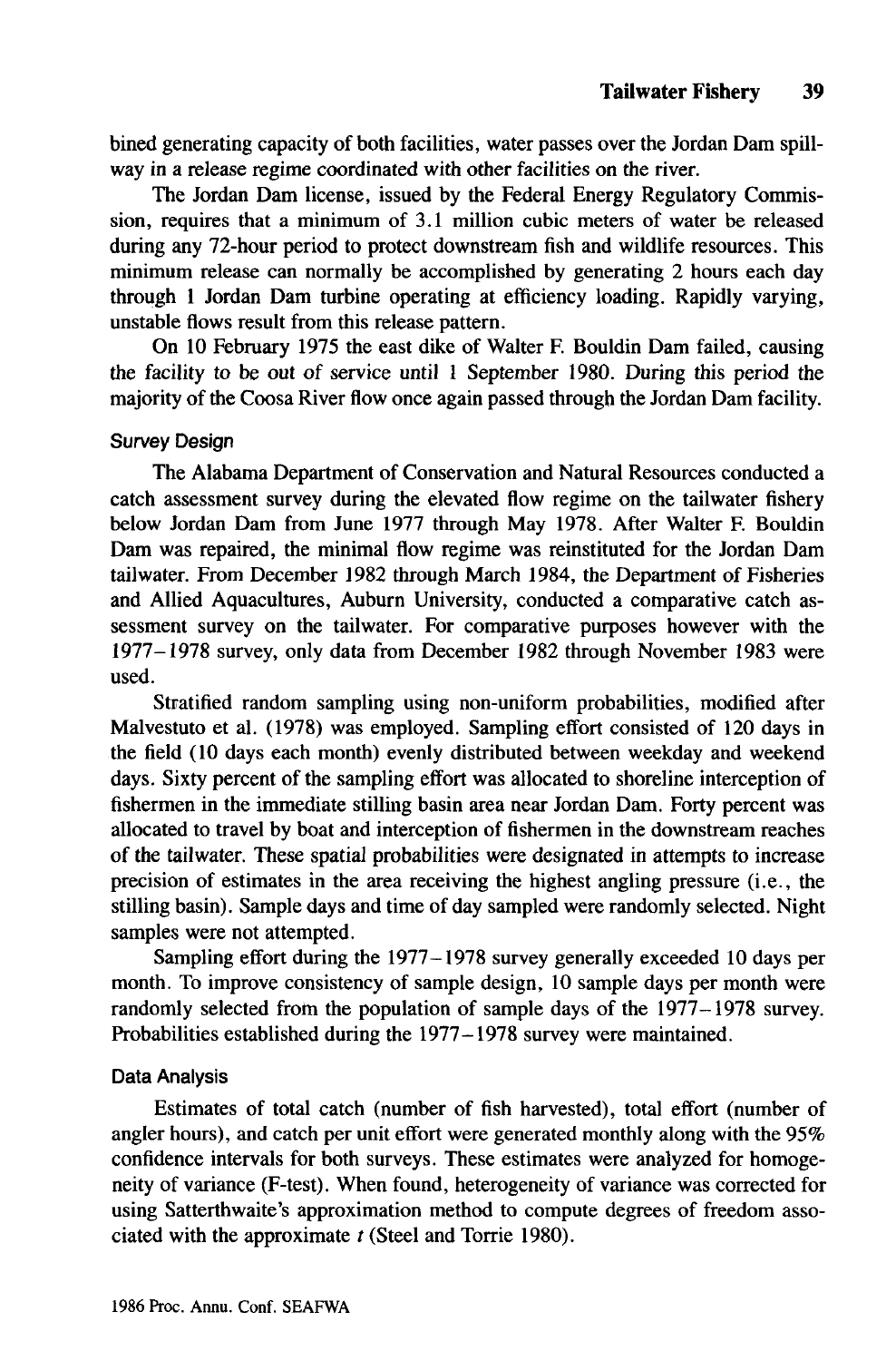bined generating capacity of both facilities, water passes over the Jordan Dam spillway in a release regime coordinated with other facilities on the river.

The Jordan Dam license, issued by the Federal Energy Regulatory Commission, requires that a minimum of 3.1 million cubic meters of water be released during any 72-hour period to protect downstream fish and wildlife resources. This minimum release can normally be accomplished by generating 2 hours each day through 1 Jordan Dam turbine operating at efficiency loading. Rapidly varying, unstable flows result from this release pattern.

On 10 February 1975 the east dike of Walter F. Bouldin Dam failed, causing the facility to be out of service until 1 September 1980. During this period the majority of the Coosa River flow once again passed through the Jordan Dam facility.

### Survey Design

The Alabama Department of Conservation and Natural Resources conducted a catch assessment survey during the elevated flow regime on the tailwater fishery below Jordan Dam from June 1977 through May 1978. After Walter F. Bouldin Dam was repaired, the minimal flow regime was reinstituted for the Jordan Dam tailwater. From December 1982 through March 1984, the Department of Fisheries and Allied Aquacultures, Auburn University, conducted a comparative catch assessment survey on the tailwater. For comparative purposes however with the 1977–1978 survey, only data from December 1982 through November 1983 were used.

Stratified random sampling using non-uniform probabilities, modified after Malvestuto et al. (1978) was employed. Sampling effort consisted of 120 days in the field (10 days each month) evenly distributed between weekday and weekend days. Sixty percent of the sampling effort was allocated to shoreline interception of fishermen in the immediate stilling basin area near Jordan Dam. Forty percent was allocated to travel by boat and interception of fishermen in the downstream reaches of the tailwater. These spatial probabilities were designated in attempts to increase precision of estimates in the area receiving the highest angling pressure (i.e., the stilling basin). Sample days and time of day sampled were randomly selected. Night samples were not attempted.

Sampling effort during the 1977–1978 survey generally exceeded 10 days per month. To improve consistency of sample design, 10 sample days per month were randomly selected from the population of sample days of the 1977–1978 survey. Probabilities established during the 1977–1978 survey were maintained.

### Data Analysis

Estimates of total catch (number of fish harvested), total effort (number of angler hours), and catch per unit effort were generated monthly along with the 95% confidence intervals for both surveys. These estimates were analyzed for homogeneity of variance (F-test). When found, heterogeneity of variance was corrected for using Satterthwaite's approximation method to compute degrees of freedom associated with the approximate $t$ (Steel and Torrie 1980).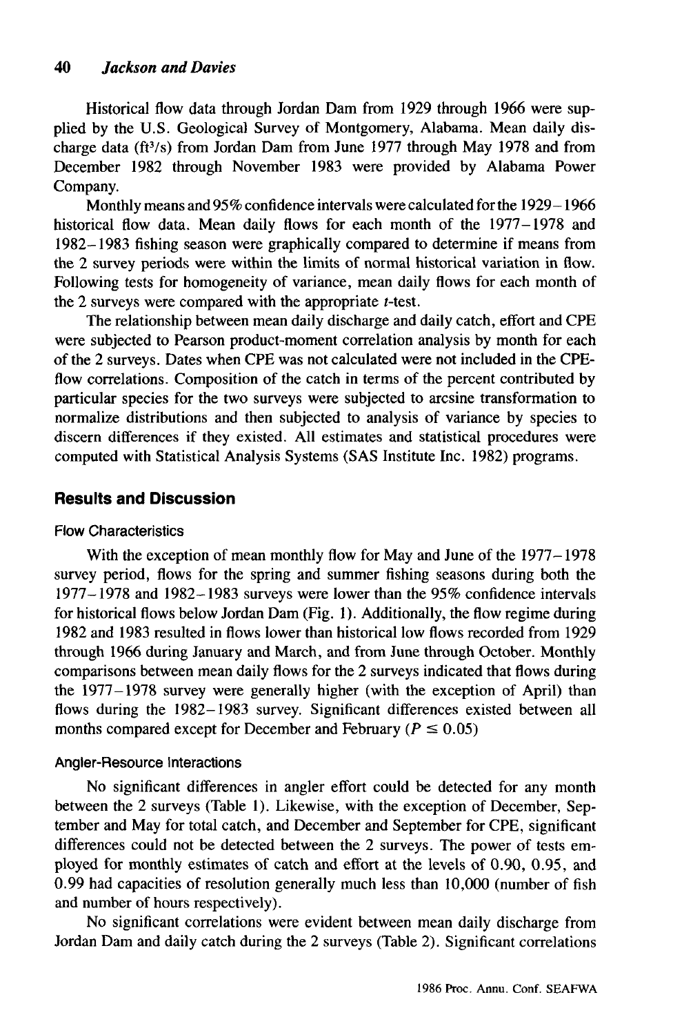Historical flow data through Jordan Dam from 1929 through 1966 were supplied by the U.S. Geological Survey of Montgomery, Alabama. Mean daily discharge data ($ft^3/s$) from Jordan Dam from June 1977 through May 1978 and from December 1982 through November 1983 were provided by Alabama Power Company.

Monthly means and 95% confidence intervals were calculated for the 1929–1966 historical flow data. Mean daily flows for each month of the 1977–1978 and 1982–1983 fishing season were graphically compared to determine if means from the 2 survey periods were within the limits of normal historical variation in flow. Following tests for homogeneity of variance, mean daily flows for each month of the 2 surveys were compared with the appropriate $t$-test.

The relationship between mean daily discharge and daily catch, effort and CPE were subjected to Pearson product-moment correlation analysis by month for each of the 2 surveys. Dates when CPE was not calculated were not included in the CPE-flow correlations. Composition of the catch in terms of the percent contributed by particular species for the two surveys were subjected to arcsine transformation to normalize distributions and then subjected to analysis of variance by species to discern differences if they existed. All estimates and statistical procedures were computed with Statistical Analysis Systems (SAS Institute Inc. 1982) programs.

## Results and Discussion

### Flow Characteristics

With the exception of mean monthly flow for May and June of the 1977–1978 survey period, flows for the spring and summer fishing seasons during both the 1977–1978 and 1982–1983 surveys were lower than the 95% confidence intervals for historical flows below Jordan Dam (Fig. 1). Additionally, the flow regime during 1982 and 1983 resulted in flows lower than historical low flows recorded from 1929 through 1966 during January and March, and from June through October. Monthly comparisons between mean daily flows for the 2 surveys indicated that flows during the 1977–1978 survey were generally higher (with the exception of April) than flows during the 1982–1983 survey. Significant differences existed between all months compared except for December and February ($P \leq 0.05$)

### Angler-Resource Interactions

No significant differences in angler effort could be detected for any month between the 2 surveys (Table 1). Likewise, with the exception of December, September and May for total catch, and December and September for CPE, significant differences could not be detected between the 2 surveys. The power of tests employed for monthly estimates of catch and effort at the levels of 0.90, 0.95, and 0.99 had capacities of resolution generally much less than 10,000 (number of fish and number of hours respectively).

No significant correlations were evident between mean daily discharge from Jordan Dam and daily catch during the 2 surveys (Table 2). Significant correlations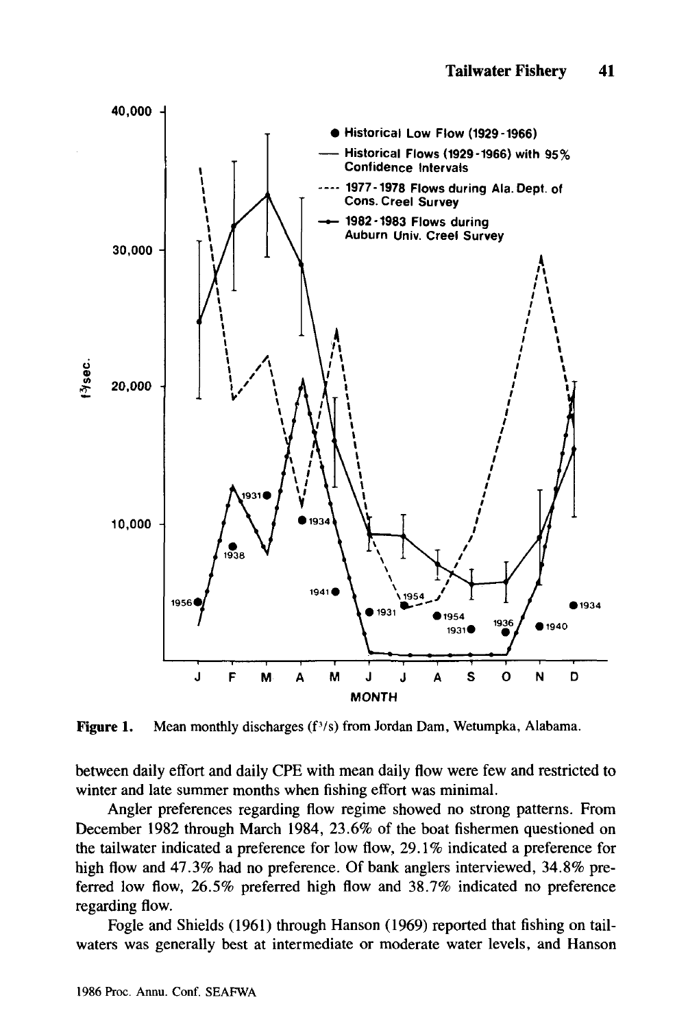Figure 1. Mean monthly discharges (f³/s) from Jordan Dam, Wetumpka, Alabama.

between daily effort and daily CPE with mean daily flow were few and restricted to winter and late summer months when fishing effort was minimal.

Angler preferences regarding flow regime showed no strong patterns. From December 1982 through March 1984, 23.6% of the boat fishermen questioned on the tailwater indicated a preference for low flow, 29.1% indicated a preference for high flow and 47.3% had no preference. Of bank anglers interviewed, 34.8% preferred low flow, 26.5% preferred high flow and 38.7% indicated no preference regarding flow.

Fogle and Shields (1961) through Hanson (1969) reported that fishing on tailwaters was generally best at intermediate or moderate water levels, and Hanson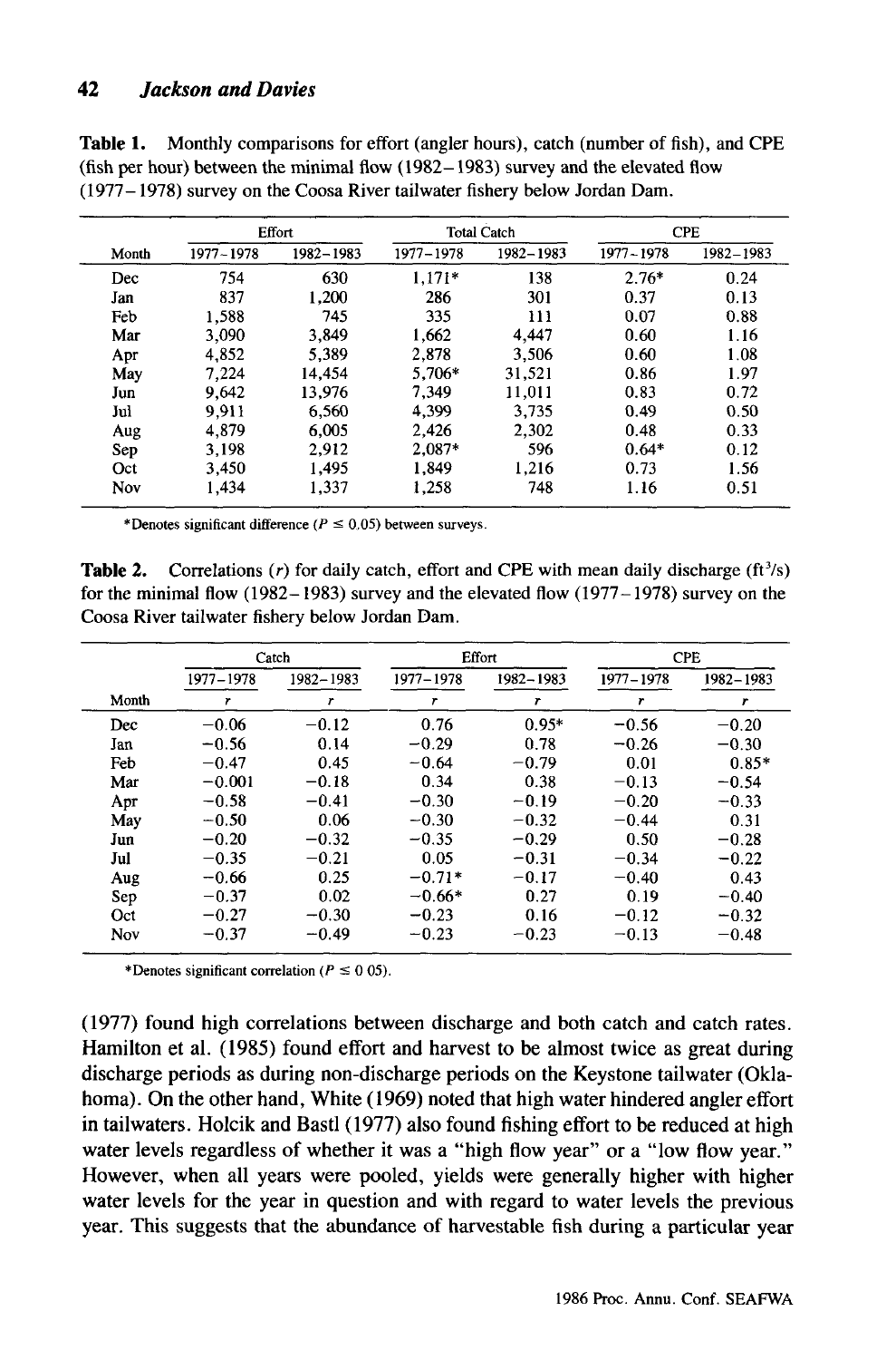**Table 1.** Monthly comparisons for effort (angler hours), catch (number of fish), and CPE (fish per hour) between the minimal flow (1982–1983) survey and the elevated flow (1977–1978) survey on the Coosa River tailwater fishery below Jordan Dam.

| | Effort | | Total Catch | | CPE | |
|---|---|---|---|---|---|---|
| Month | 1977–1978 | 1982–1983 | 1977–1978 | 1982–1983 | 1977–1978 | 1982–1983 |
| Dec | 754 | 630 | 1,171* | 138 | 2.76* | 0.24 |
| Jan | 837 | 1,200 | 286 | 301 | 0.37 | 0.13 |
| Feb | 1,588 | 745 | 335 | 111 | 0.07 | 0.88 |
| Mar | 3,090 | 3,849 | 1,662 | 4,447 | 0.60 | 1.16 |
| Apr | 4,852 | 5,389 | 2,878 | 3,506 | 0.60 | 1.08 |
| May | 7,224 | 14,454 | 5,706* | 31,521 | 0.86 | 1.97 |
| Jun | 9,642 | 13,976 | 7,349 | 11,011 | 0.83 | 0.72 |
| Jul | 9,911 | 6,560 | 4,399 | 3,735 | 0.49 | 0.50 |
| Aug | 4,879 | 6,005 | 2,426 | 2,302 | 0.48 | 0.33 |
| Sep | 3,198 | 2,912 | 2,087* | 596 | 0.64* | 0.12 |
| Oct | 3,450 | 1,495 | 1,849 | 1,216 | 0.73 | 1.56 |
| Nov | 1,434 | 1,337 | 1,258 | 748 | 1.16 | 0.51 |

*Denotes significant difference ($P \leq 0.05$) between surveys.

**Table 2.** Correlations ($r$) for daily catch, effort and CPE with mean daily discharge ($ft^3/s$) for the minimal flow (1982–1983) survey and the elevated flow (1977–1978) survey on the Coosa River tailwater fishery below Jordan Dam.

| | Catch | | Effort | | CPE | |
|---|---|---|---|---|---|---|
| | 1977–1978 | 1982–1983 | 1977–1978 | 1982–1983 | 1977–1978 | 1982–1983 |
| Month | $r$ | $r$ | $r$ | $r$ | $r$ | $r$ |
| Dec | −0.06 | −0.12 | 0.76 | 0.95* | −0.56 | −0.20 |
| Jan | −0.56 | 0.14 | −0.29 | 0.78 | −0.26 | −0.30 |
| Feb | −0.47 | 0.45 | −0.64 | −0.79 | 0.01 | 0.85* |
| Mar | −0.001 | −0.18 | 0.34 | 0.38 | −0.13 | −0.54 |
| Apr | −0.58 | −0.41 | −0.30 | −0.19 | −0.20 | −0.33 |
| May | −0.50 | 0.06 | −0.30 | −0.32 | −0.44 | 0.31 |
| Jun | −0.20 | −0.32 | −0.35 | −0.29 | 0.50 | −0.28 |
| Jul | −0.35 | −0.21 | 0.05 | −0.31 | −0.34 | −0.22 |
| Aug | −0.66 | 0.25 | −0.71* | −0.17 | −0.40 | 0.43 |
| Sep | −0.37 | 0.02 | −0.66* | 0.27 | 0.19 | −0.40 |
| Oct | −0.27 | −0.30 | −0.23 | 0.16 | −0.12 | −0.32 |
| Nov | −0.37 | −0.49 | −0.23 | −0.23 | −0.13 | −0.48 |

*Denotes significant correlation ($P \leq 0.05$).

(1977) found high correlations between discharge and both catch and catch rates. Hamilton et al. (1985) found effort and harvest to be almost twice as great during discharge periods as during non-discharge periods on the Keystone tailwater (Oklahoma). On the other hand, White (1969) noted that high water hindered angler effort in tailwaters. Holcik and Bastl (1977) also found fishing effort to be reduced at high water levels regardless of whether it was a "high flow year" or a "low flow year." However, when all years were pooled, yields were generally higher with higher water levels for the year in question and with regard to water levels the previous year. This suggests that the abundance of harvestable fish during a particular year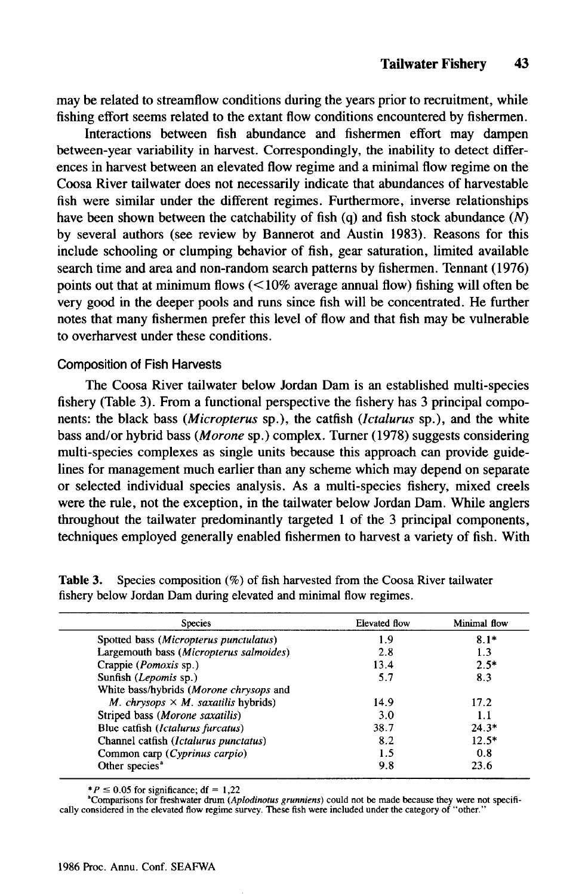may be related to streamflow conditions during the years prior to recruitment, while fishing effort seems related to the extant flow conditions encountered by fishermen.

Interactions between fish abundance and fishermen effort may dampen between-year variability in harvest. Correspondingly, the inability to detect differences in harvest between an elevated flow regime and a minimal flow regime on the Coosa River tailwater does not necessarily indicate that abundances of harvestable fish were similar under the different regimes. Furthermore, inverse relationships have been shown between the catchability of fish (q) and fish stock abundance (*N*) by several authors (see review by Bannerot and Austin 1983). Reasons for this include schooling or clumping behavior of fish, gear saturation, limited available search time and area and non-random search patterns by fishermen. Tennant (1976) points out that at minimum flows (<10% average annual flow) fishing will often be very good in the deeper pools and runs since fish will be concentrated. He further notes that many fishermen prefer this level of flow and that fish may be vulnerable to overharvest under these conditions.

### Composition of Fish Harvests

The Coosa River tailwater below Jordan Dam is an established multi-species fishery (Table 3). From a functional perspective the fishery has 3 principal components: the black bass (*Micropterus* sp.), the catfish (*Ictalurus* sp.), and the white bass and/or hybrid bass (*Morone* sp.) complex. Turner (1978) suggests considering multi-species complexes as single units because this approach can provide guidelines for management much earlier than any scheme which may depend on separate or selected individual species analysis. As a multi-species fishery, mixed creels were the rule, not the exception, in the tailwater below Jordan Dam. While anglers throughout the tailwater predominantly targeted 1 of the 3 principal components, techniques employed generally enabled fishermen to harvest a variety of fish. With

**Table 3.** Species composition (%) of fish harvested from the Coosa River tailwater fishery below Jordan Dam during elevated and minimal flow regimes.

| Species | Elevated flow | Minimal flow |
|---|---|---|
| Spotted bass (*Micropterus punctulatus*) | 1.9 | 8.1* |
| Largemouth bass (*Micropterus salmoides*) | 2.8 | 1.3 |
| Crappie (*Pomoxis* sp.) | 13.4 | 2.5* |
| Sunfish (*Lepomis* sp.) | 5.7 | 8.3 |
| White bass/hybrids (*Morone chrysops* and *M. chrysops* × *M. saxatilis* hybrids) | 14.9 | 17.2 |
| Striped bass (*Morone saxatilis*) | 3.0 | 1.1 |
| Blue catfish (*Ictalurus furcatus*) | 38.7 | 24.3* |
| Channel catfish (*Ictalurus punctatus*) | 8.2 | 12.5* |
| Common carp (*Cyprinus carpio*) | 1.5 | 0.8 |
| Other species[a] | 9.8 | 23.6 |

*$P \leq 0.05$ for significance; df = 1,22

[a]Comparisons for freshwater drum (*Aplodinotus grunniens*) could not be made because they were not specifically considered in the elevated flow regime survey. These fish were included under the category of "other."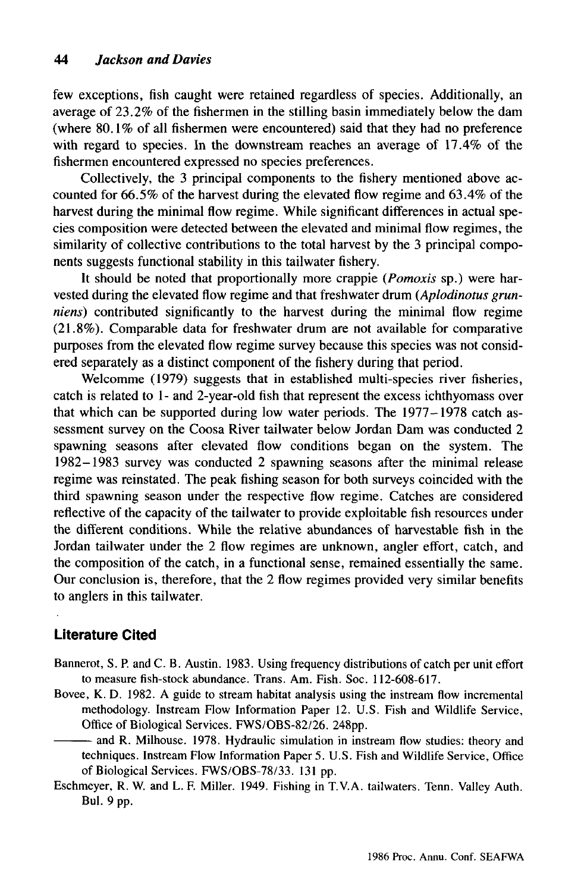few exceptions, fish caught were retained regardless of species. Additionally, an average of 23.2% of the fishermen in the stilling basin immediately below the dam (where 80.1% of all fishermen were encountered) said that they had no preference with regard to species. In the downstream reaches an average of 17.4% of the fishermen encountered expressed no species preferences.

Collectively, the 3 principal components to the fishery mentioned above accounted for 66.5% of the harvest during the elevated flow regime and 63.4% of the harvest during the minimal flow regime. While significant differences in actual species composition were detected between the elevated and minimal flow regimes, the similarity of collective contributions to the total harvest by the 3 principal components suggests functional stability in this tailwater fishery.

It should be noted that proportionally more crappie (*Pomoxis* sp.) were harvested during the elevated flow regime and that freshwater drum (*Aplodinotus grunniens*) contributed significantly to the harvest during the minimal flow regime (21.8%). Comparable data for freshwater drum are not available for comparative purposes from the elevated flow regime survey because this species was not considered separately as a distinct component of the fishery during that period.

Welcomme (1979) suggests that in established multi-species river fisheries, catch is related to 1- and 2-year-old fish that represent the excess ichthyomass over that which can be supported during low water periods. The 1977–1978 catch assessment survey on the Coosa River tailwater below Jordan Dam was conducted 2 spawning seasons after elevated flow conditions began on the system. The 1982–1983 survey was conducted 2 spawning seasons after the minimal release regime was reinstated. The peak fishing season for both surveys coincided with the third spawning season under the respective flow regime. Catches are considered reflective of the capacity of the tailwater to provide exploitable fish resources under the different conditions. While the relative abundances of harvestable fish in the Jordan tailwater under the 2 flow regimes are unknown, angler effort, catch, and the composition of the catch, in a functional sense, remained essentially the same. Our conclusion is, therefore, that the 2 flow regimes provided very similar benefits to anglers in this tailwater.

## Literature Cited

Bannerot, S. P. and C. B. Austin. 1983. Using frequency distributions of catch per unit effort to measure fish-stock abundance. Trans. Am. Fish. Soc. 112-608-617.

Bovee, K. D. 1982. A guide to stream habitat analysis using the instream flow incremental methodology. Instream Flow Information Paper 12. U.S. Fish and Wildlife Service, Office of Biological Services. FWS/OBS-82/26. 248pp.

——— and R. Milhouse. 1978. Hydraulic simulation in instream flow studies: theory and techniques. Instream Flow Information Paper 5. U.S. Fish and Wildlife Service, Office of Biological Services. FWS/OBS-78/33. 131 pp.

Eschmeyer, R. W. and L. F. Miller. 1949. Fishing in T.V.A. tailwaters. Tenn. Valley Auth. Bul. 9 pp.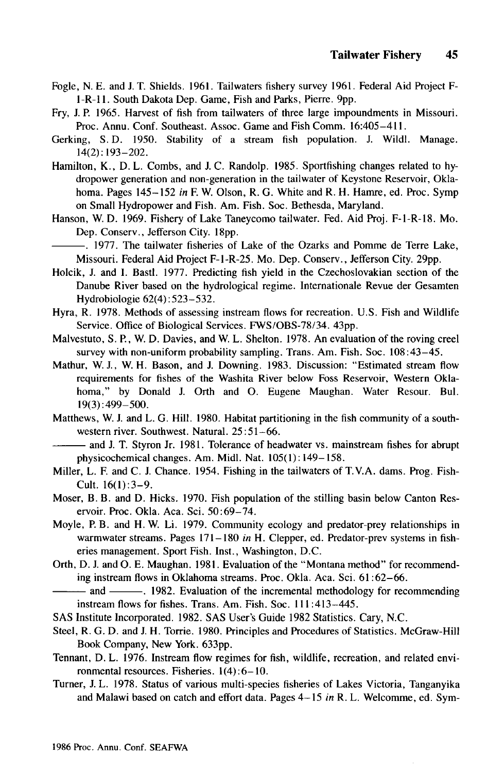Fogle, N. E. and J. T. Shields. 1961. Tailwaters fishery survey 1961. Federal Aid Project F-1-R-11. South Dakota Dep. Game, Fish and Parks, Pierre. 9pp.

Fry, J. P. 1965. Harvest of fish from tailwaters of three large impoundments in Missouri. Proc. Annu. Conf. Southeast. Assoc. Game and Fish Comm. 16:405–411.

Gerking, S. D. 1950. Stability of a stream fish population. J. Wildl. Manage. 14(2): 193–202.

Hamilton, K., D. L. Combs, and J. C. Randolp. 1985. Sportfishing changes related to hydropower generation and non-generation in the tailwater of Keystone Reservoir, Oklahoma. Pages 145–152 *in* F. W. Olson, R. G. White and R. H. Hamre, ed. Proc. Symp on Small Hydropower and Fish. Am. Fish. Soc. Bethesda, Maryland.

Hanson, W. D. 1969. Fishery of Lake Taneycomo tailwater. Fed. Aid Proj. F-1-R-18. Mo. Dep. Conserv., Jefferson City. 18pp.

———. 1977. The tailwater fisheries of Lake of the Ozarks and Pomme de Terre Lake, Missouri. Federal Aid Project F-1-R-25. Mo. Dep. Conserv., Jefferson City. 29pp.

Holcik, J. and I. Bastl. 1977. Predicting fish yield in the Czechoslovakian section of the Danube River based on the hydrological regime. Internationale Revue der Gesamten Hydrobiologie 62(4):523–532.

Hyra, R. 1978. Methods of assessing instream flows for recreation. U.S. Fish and Wildlife Service. Office of Biological Services. FWS/OBS-78/34. 43pp.

Malvestuto, S. P., W. D. Davies, and W. L. Shelton. 1978. An evaluation of the roving creel survey with non-uniform probability sampling. Trans. Am. Fish. Soc. 108:43–45.

Mathur, W. J., W. H. Bason, and J. Downing. 1983. Discussion: "Estimated stream flow requirements for fishes of the Washita River below Foss Reservoir, Western Oklahoma," by Donald J. Orth and O. Eugene Maughan. Water Resour. Bul. 19(3):499–500.

Matthews, W. J. and L. G. Hill. 1980. Habitat partitioning in the fish community of a southwestern river. Southwest. Natural. 25:51–66.

——— and J. T. Styron Jr. 1981. Tolerance of headwater vs. mainstream fishes for abrupt physicochemical changes. Am. Midl. Nat. 105(1): 149–158.

Miller, L. F. and C. J. Chance. 1954. Fishing in the tailwaters of T.V.A. dams. Prog. Fish-Cult. 16(1):3–9.

Moser, B. B. and D. Hicks. 1970. Fish population of the stilling basin below Canton Reservoir. Proc. Okla. Aca. Sci. 50:69–74.

Moyle, P. B. and H. W. Li. 1979. Community ecology and predator-prey relationships in warmwater streams. Pages 171–180 *in* H. Clepper, ed. Predator-prev systems in fisheries management. Sport Fish. Inst., Washington, D.C.

Orth, D. J. and O. E. Maughan. 1981. Evaluation of the "Montana method" for recommending instream flows in Oklahoma streams. Proc. Okla. Aca. Sci. 61:62–66.

——— and ———. 1982. Evaluation of the incremental methodology for recommending instream flows for fishes. Trans. Am. Fish. Soc. 111:413–445.

SAS Institute Incorporated. 1982. SAS User's Guide 1982 Statistics. Cary, N.C.

Steel, R. G. D. and J. H. Torrie. 1980. Principles and Procedures of Statistics. McGraw-Hill Book Company, New York. 633pp.

Tennant, D. L. 1976. Instream flow regimes for fish, wildlife, recreation, and related environmental resources. Fisheries. 1(4):6–10.

Turner, J. L. 1978. Status of various multi-species fisheries of Lakes Victoria, Tanganyika and Malawi based on catch and effort data. Pages 4–15 *in* R. L. Welcomme, ed. Sym-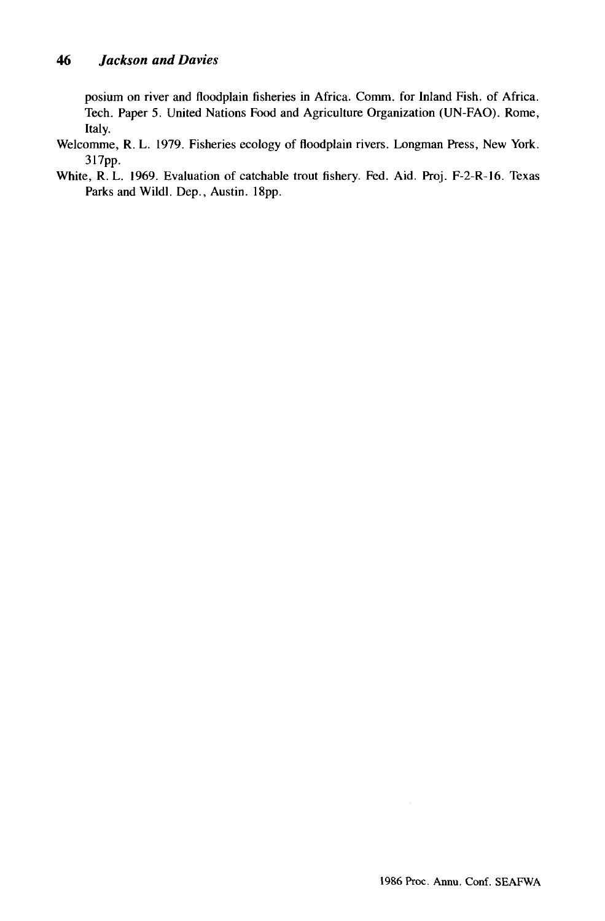posium on river and floodplain fisheries in Africa. Comm. for Inland Fish. of Africa. Tech. Paper 5. United Nations Food and Agriculture Organization (UN-FAO). Rome, Italy.

Welcomme, R. L. 1979. Fisheries ecology of floodplain rivers. Longman Press, New York. 317pp.

White, R. L. 1969. Evaluation of catchable trout fishery. Fed. Aid. Proj. F-2-R-16. Texas Parks and Wildl. Dep., Austin. 18pp.